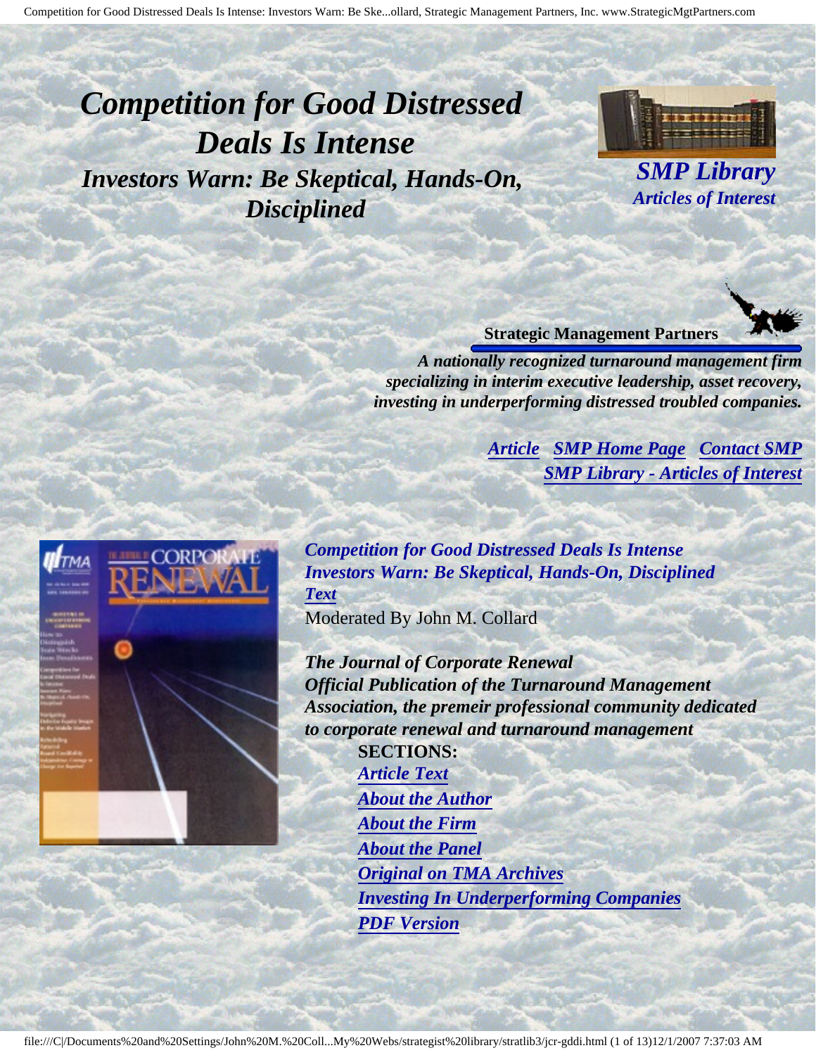# *Competition for Good Distressed Deals Is Intense*

## *Investors Warn: Be Skeptical, Hands-On, Disciplined*

***SMP Library***
***Articles of Interest***

**Strategic Management Partners**

***A nationally recognized turnaround management firm specializing in interim executive leadership, asset recovery, investing in underperforming distressed troubled companies.***

***Article*** ***SMP Home Page*** ***Contact SMP***
***SMP Library - Articles of Interest***

***Competition for Good Distressed Deals Is Intense***
***Investors Warn: Be Skeptical, Hands-On, Disciplined***
***Text***
Moderated By John M. Collard

***The Journal of Corporate Renewal***
***Official Publication of the Turnaround Management Association, the premeir professional community dedicated to corporate renewal and turnaround management***

**SECTIONS:**

- ***Article Text***
- ***About the Author***
- ***About the Firm***
- ***About the Panel***
- ***Original on TMA Archives***
- ***Investing In Underperforming Companies***
- ***PDF Version***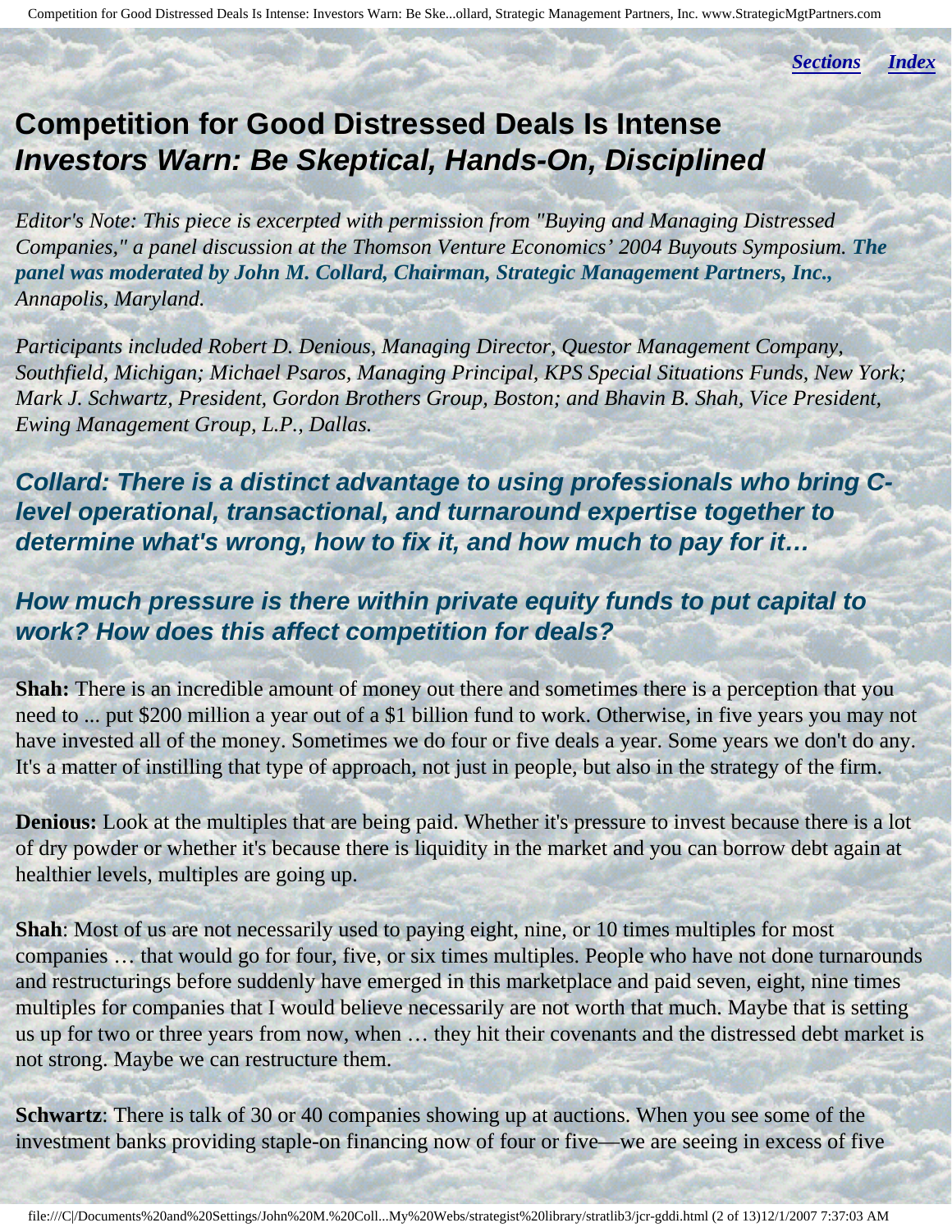# Competition for Good Distressed Deals Is Intense

## *Investors Warn: Be Skeptical, Hands-On, Disciplined*

*Editor's Note: This piece is excerpted with permission from "Buying and Managing Distressed Companies," a panel discussion at the Thomson Venture Economics' 2004 Buyouts Symposium.* ***The panel was moderated by John M. Collard, Chairman, Strategic Management Partners, Inc.,*** *Annapolis, Maryland.*

*Participants included Robert D. Denious, Managing Director, Questor Management Company, Southfield, Michigan; Michael Psaros, Managing Principal, KPS Special Situations Funds, New York; Mark J. Schwartz, President, Gordon Brothers Group, Boston; and Bhavin B. Shah, Vice President, Ewing Management Group, L.P., Dallas.*

### *Collard: There is a distinct advantage to using professionals who bring C-level operational, transactional, and turnaround expertise together to determine what's wrong, how to fix it, and how much to pay for it…*

### *How much pressure is there within private equity funds to put capital to work? How does this affect competition for deals?*

**Shah:** There is an incredible amount of money out there and sometimes there is a perception that you need to ... put $200 million a year out of a $1 billion fund to work. Otherwise, in five years you may not have invested all of the money. Sometimes we do four or five deals a year. Some years we don't do any. It's a matter of instilling that type of approach, not just in people, but also in the strategy of the firm.

**Denious:** Look at the multiples that are being paid. Whether it's pressure to invest because there is a lot of dry powder or whether it's because there is liquidity in the market and you can borrow debt again at healthier levels, multiples are going up.

**Shah**: Most of us are not necessarily used to paying eight, nine, or 10 times multiples for most companies … that would go for four, five, or six times multiples. People who have not done turnarounds and restructurings before suddenly have emerged in this marketplace and paid seven, eight, nine times multiples for companies that I would believe necessarily are not worth that much. Maybe that is setting us up for two or three years from now, when … they hit their covenants and the distressed debt market is not strong. Maybe we can restructure them.

**Schwartz**: There is talk of 30 or 40 companies showing up at auctions. When you see some of the investment banks providing staple-on financing now of four or five—we are seeing in excess of five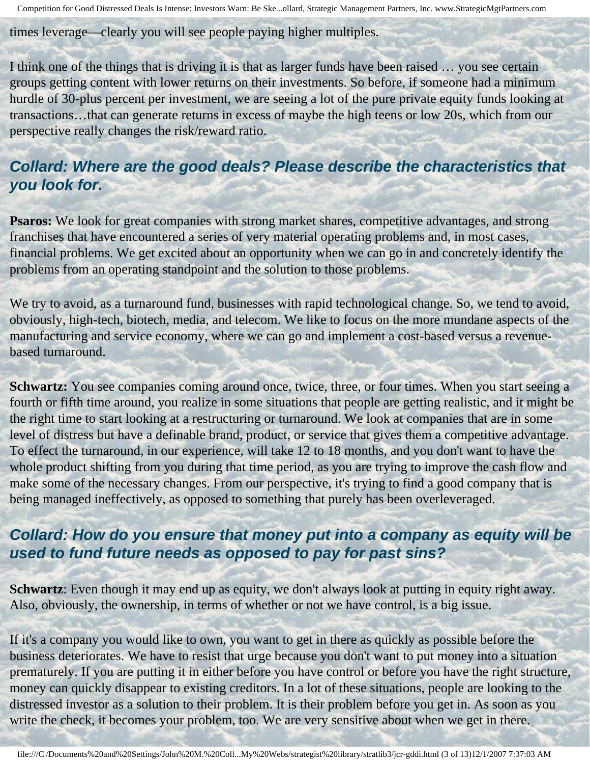times leverage—clearly you will see people paying higher multiples.

I think one of the things that is driving it is that as larger funds have been raised … you see certain groups getting content with lower returns on their investments. So before, if someone had a minimum hurdle of 30-plus percent per investment, we are seeing a lot of the pure private equity funds looking at transactions…that can generate returns in excess of maybe the high teens or low 20s, which from our perspective really changes the risk/reward ratio.

## *Collard: Where are the good deals? Please describe the characteristics that you look for.*

**Psaros:** We look for great companies with strong market shares, competitive advantages, and strong franchises that have encountered a series of very material operating problems and, in most cases, financial problems. We get excited about an opportunity when we can go in and concretely identify the problems from an operating standpoint and the solution to those problems.

We try to avoid, as a turnaround fund, businesses with rapid technological change. So, we tend to avoid, obviously, high-tech, biotech, media, and telecom. We like to focus on the more mundane aspects of the manufacturing and service economy, where we can go and implement a cost-based versus a revenue-based turnaround.

**Schwartz:** You see companies coming around once, twice, three, or four times. When you start seeing a fourth or fifth time around, you realize in some situations that people are getting realistic, and it might be the right time to start looking at a restructuring or turnaround. We look at companies that are in some level of distress but have a definable brand, product, or service that gives them a competitive advantage. To effect the turnaround, in our experience, will take 12 to 18 months, and you don't want to have the whole product shifting from you during that time period, as you are trying to improve the cash flow and make some of the necessary changes. From our perspective, it's trying to find a good company that is being managed ineffectively, as opposed to something that purely has been overleveraged.

## *Collard: How do you ensure that money put into a company as equity will be used to fund future needs as opposed to pay for past sins?*

**Schwartz**: Even though it may end up as equity, we don't always look at putting in equity right away. Also, obviously, the ownership, in terms of whether or not we have control, is a big issue.

If it's a company you would like to own, you want to get in there as quickly as possible before the business deteriorates. We have to resist that urge because you don't want to put money into a situation prematurely. If you are putting it in either before you have control or before you have the right structure, money can quickly disappear to existing creditors. In a lot of these situations, people are looking to the distressed investor as a solution to their problem. It is their problem before you get in. As soon as you write the check, it becomes your problem, too. We are very sensitive about when we get in there.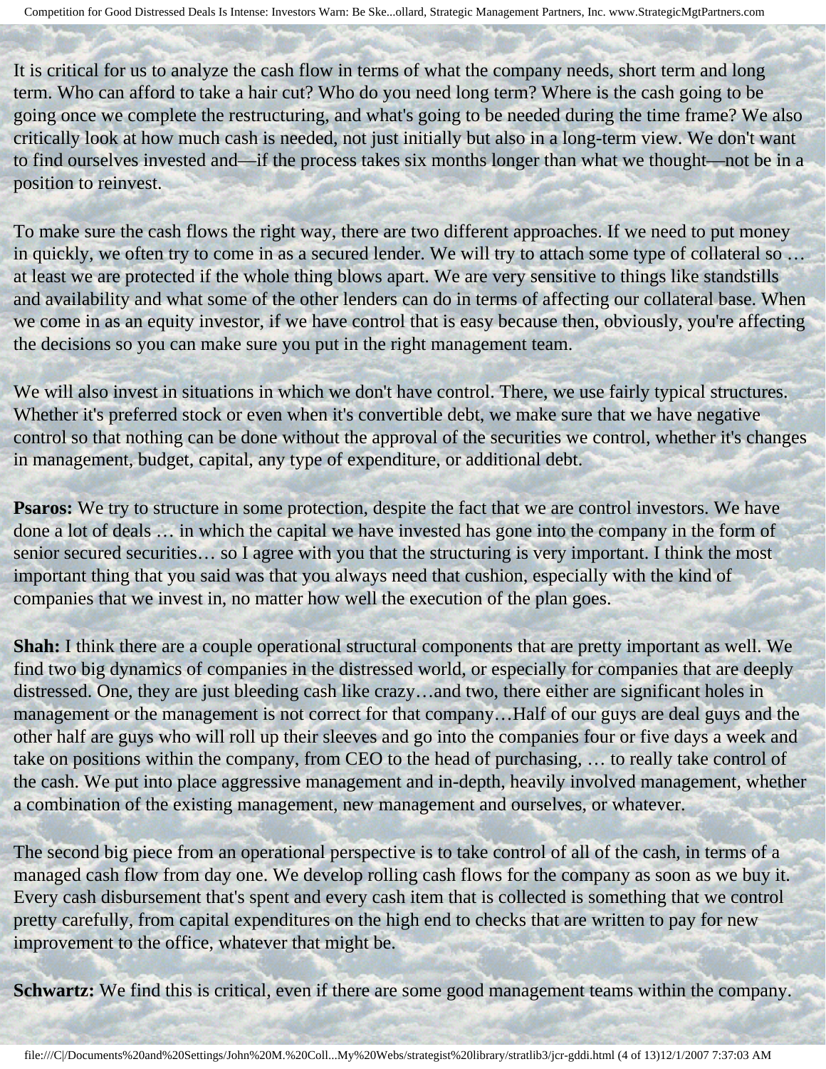It is critical for us to analyze the cash flow in terms of what the company needs, short term and long term. Who can afford to take a hair cut? Who do you need long term? Where is the cash going to be going once we complete the restructuring, and what's going to be needed during the time frame? We also critically look at how much cash is needed, not just initially but also in a long-term view. We don't want to find ourselves invested and—if the process takes six months longer than what we thought—not be in a position to reinvest.

To make sure the cash flows the right way, there are two different approaches. If we need to put money in quickly, we often try to come in as a secured lender. We will try to attach some type of collateral so … at least we are protected if the whole thing blows apart. We are very sensitive to things like standstills and availability and what some of the other lenders can do in terms of affecting our collateral base. When we come in as an equity investor, if we have control that is easy because then, obviously, you're affecting the decisions so you can make sure you put in the right management team.

We will also invest in situations in which we don't have control. There, we use fairly typical structures. Whether it's preferred stock or even when it's convertible debt, we make sure that we have negative control so that nothing can be done without the approval of the securities we control, whether it's changes in management, budget, capital, any type of expenditure, or additional debt.

**Psaros:** We try to structure in some protection, despite the fact that we are control investors. We have done a lot of deals … in which the capital we have invested has gone into the company in the form of senior secured securities… so I agree with you that the structuring is very important. I think the most important thing that you said was that you always need that cushion, especially with the kind of companies that we invest in, no matter how well the execution of the plan goes.

**Shah:** I think there are a couple operational structural components that are pretty important as well. We find two big dynamics of companies in the distressed world, or especially for companies that are deeply distressed. One, they are just bleeding cash like crazy…and two, there either are significant holes in management or the management is not correct for that company…Half of our guys are deal guys and the other half are guys who will roll up their sleeves and go into the companies four or five days a week and take on positions within the company, from CEO to the head of purchasing, … to really take control of the cash. We put into place aggressive management and in-depth, heavily involved management, whether a combination of the existing management, new management and ourselves, or whatever.

The second big piece from an operational perspective is to take control of all of the cash, in terms of a managed cash flow from day one. We develop rolling cash flows for the company as soon as we buy it. Every cash disbursement that's spent and every cash item that is collected is something that we control pretty carefully, from capital expenditures on the high end to checks that are written to pay for new improvement to the office, whatever that might be.

**Schwartz:** We find this is critical, even if there are some good management teams within the company.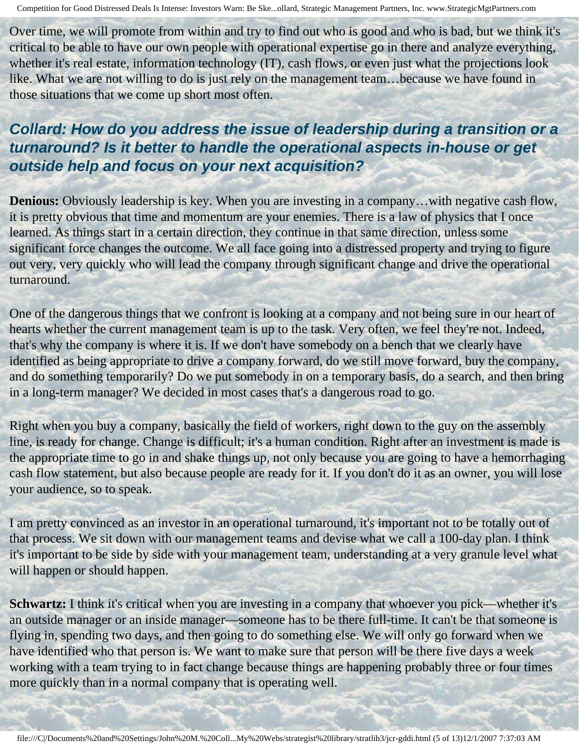Over time, we will promote from within and try to find out who is good and who is bad, but we think it's critical to be able to have our own people with operational expertise go in there and analyze everything, whether it's real estate, information technology (IT), cash flows, or even just what the projections look like. What we are not willing to do is just rely on the management team…because we have found in those situations that we come up short most often.

### *Collard: How do you address the issue of leadership during a transition or a turnaround? Is it better to handle the operational aspects in-house or get outside help and focus on your next acquisition?*

**Denious:** Obviously leadership is key. When you are investing in a company…with negative cash flow, it is pretty obvious that time and momentum are your enemies. There is a law of physics that I once learned. As things start in a certain direction, they continue in that same direction, unless some significant force changes the outcome. We all face going into a distressed property and trying to figure out very, very quickly who will lead the company through significant change and drive the operational turnaround.

One of the dangerous things that we confront is looking at a company and not being sure in our heart of hearts whether the current management team is up to the task. Very often, we feel they're not. Indeed, that's why the company is where it is. If we don't have somebody on a bench that we clearly have identified as being appropriate to drive a company forward, do we still move forward, buy the company, and do something temporarily? Do we put somebody in on a temporary basis, do a search, and then bring in a long-term manager? We decided in most cases that's a dangerous road to go.

Right when you buy a company, basically the field of workers, right down to the guy on the assembly line, is ready for change. Change is difficult; it's a human condition. Right after an investment is made is the appropriate time to go in and shake things up, not only because you are going to have a hemorrhaging cash flow statement, but also because people are ready for it. If you don't do it as an owner, you will lose your audience, so to speak.

I am pretty convinced as an investor in an operational turnaround, it's important not to be totally out of that process. We sit down with our management teams and devise what we call a 100-day plan. I think it's important to be side by side with your management team, understanding at a very granule level what will happen or should happen.

**Schwartz:** I think it's critical when you are investing in a company that whoever you pick—whether it's an outside manager or an inside manager—someone has to be there full-time. It can't be that someone is flying in, spending two days, and then going to do something else. We will only go forward when we have identified who that person is. We want to make sure that person will be there five days a week working with a team trying to in fact change because things are happening probably three or four times more quickly than in a normal company that is operating well.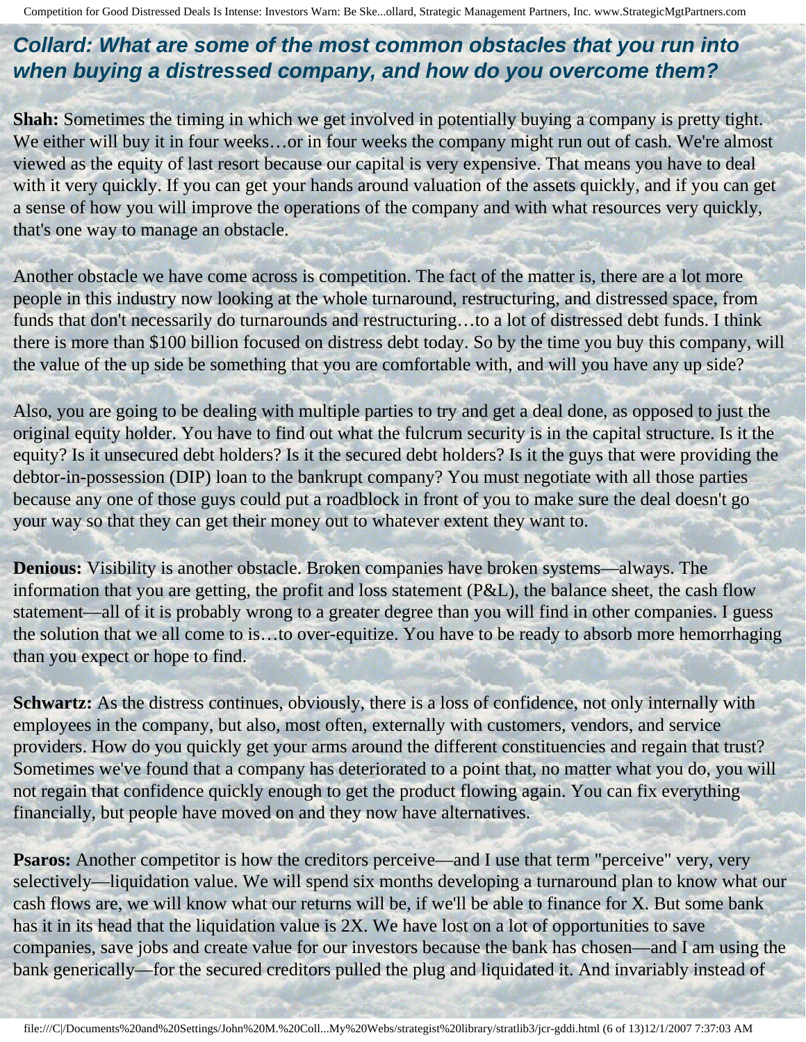### *Collard: What are some of the most common obstacles that you run into when buying a distressed company, and how do you overcome them?*

**Shah:** Sometimes the timing in which we get involved in potentially buying a company is pretty tight. We either will buy it in four weeks…or in four weeks the company might run out of cash. We're almost viewed as the equity of last resort because our capital is very expensive. That means you have to deal with it very quickly. If you can get your hands around valuation of the assets quickly, and if you can get a sense of how you will improve the operations of the company and with what resources very quickly, that's one way to manage an obstacle.

Another obstacle we have come across is competition. The fact of the matter is, there are a lot more people in this industry now looking at the whole turnaround, restructuring, and distressed space, from funds that don't necessarily do turnarounds and restructuring…to a lot of distressed debt funds. I think there is more than $100 billion focused on distress debt today. So by the time you buy this company, will the value of the up side be something that you are comfortable with, and will you have any up side?

Also, you are going to be dealing with multiple parties to try and get a deal done, as opposed to just the original equity holder. You have to find out what the fulcrum security is in the capital structure. Is it the equity? Is it unsecured debt holders? Is it the secured debt holders? Is it the guys that were providing the debtor-in-possession (DIP) loan to the bankrupt company? You must negotiate with all those parties because any one of those guys could put a roadblock in front of you to make sure the deal doesn't go your way so that they can get their money out to whatever extent they want to.

**Denious:** Visibility is another obstacle. Broken companies have broken systems—always. The information that you are getting, the profit and loss statement (P&L), the balance sheet, the cash flow statement—all of it is probably wrong to a greater degree than you will find in other companies. I guess the solution that we all come to is…to over-equitize. You have to be ready to absorb more hemorrhaging than you expect or hope to find.

**Schwartz:** As the distress continues, obviously, there is a loss of confidence, not only internally with employees in the company, but also, most often, externally with customers, vendors, and service providers. How do you quickly get your arms around the different constituencies and regain that trust? Sometimes we've found that a company has deteriorated to a point that, no matter what you do, you will not regain that confidence quickly enough to get the product flowing again. You can fix everything financially, but people have moved on and they now have alternatives.

**Psaros:** Another competitor is how the creditors perceive—and I use that term "perceive" very, very selectively—liquidation value. We will spend six months developing a turnaround plan to know what our cash flows are, we will know what our returns will be, if we'll be able to finance for X. But some bank has it in its head that the liquidation value is 2X. We have lost on a lot of opportunities to save companies, save jobs and create value for our investors because the bank has chosen—and I am using the bank generically—for the secured creditors pulled the plug and liquidated it. And invariably instead of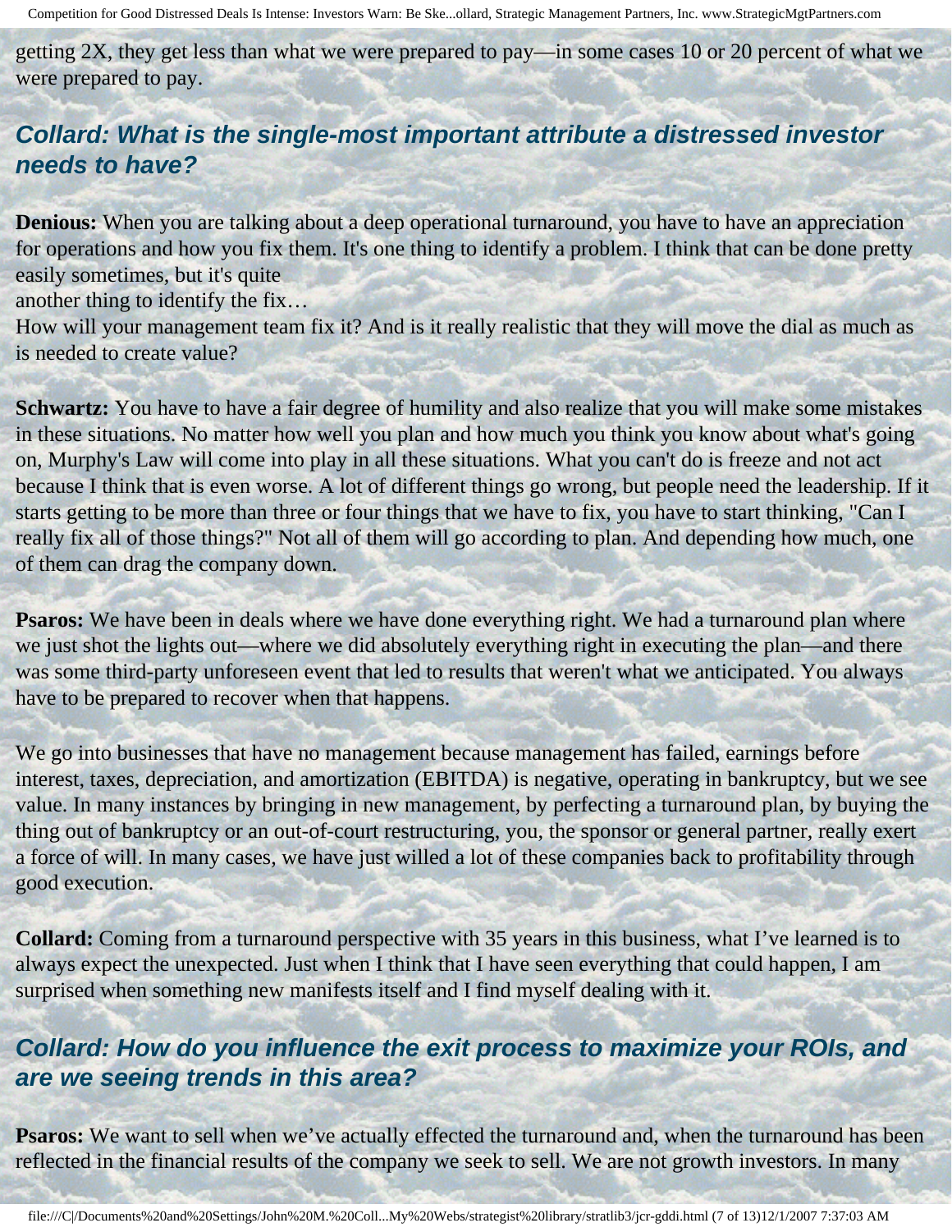getting 2X, they get less than what we were prepared to pay—in some cases 10 or 20 percent of what we were prepared to pay.

## *Collard: What is the single-most important attribute a distressed investor needs to have?*

**Denious:** When you are talking about a deep operational turnaround, you have to have an appreciation for operations and how you fix them. It's one thing to identify a problem. I think that can be done pretty easily sometimes, but it's quite another thing to identify the fix… How will your management team fix it? And is it really realistic that they will move the dial as much as is needed to create value?

**Schwartz:** You have to have a fair degree of humility and also realize that you will make some mistakes in these situations. No matter how well you plan and how much you think you know about what's going on, Murphy's Law will come into play in all these situations. What you can't do is freeze and not act because I think that is even worse. A lot of different things go wrong, but people need the leadership. If it starts getting to be more than three or four things that we have to fix, you have to start thinking, "Can I really fix all of those things?" Not all of them will go according to plan. And depending how much, one of them can drag the company down.

**Psaros:** We have been in deals where we have done everything right. We had a turnaround plan where we just shot the lights out—where we did absolutely everything right in executing the plan—and there was some third-party unforeseen event that led to results that weren't what we anticipated. You always have to be prepared to recover when that happens.

We go into businesses that have no management because management has failed, earnings before interest, taxes, depreciation, and amortization (EBITDA) is negative, operating in bankruptcy, but we see value. In many instances by bringing in new management, by perfecting a turnaround plan, by buying the thing out of bankruptcy or an out-of-court restructuring, you, the sponsor or general partner, really exert a force of will. In many cases, we have just willed a lot of these companies back to profitability through good execution.

**Collard:** Coming from a turnaround perspective with 35 years in this business, what I've learned is to always expect the unexpected. Just when I think that I have seen everything that could happen, I am surprised when something new manifests itself and I find myself dealing with it.

## *Collard: How do you influence the exit process to maximize your ROIs, and are we seeing trends in this area?*

**Psaros:** We want to sell when we've actually effected the turnaround and, when the turnaround has been reflected in the financial results of the company we seek to sell. We are not growth investors. In many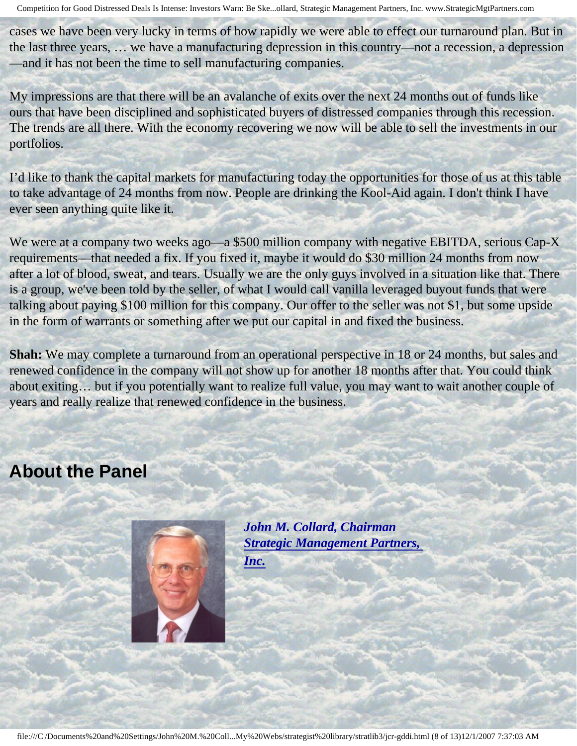cases we have been very lucky in terms of how rapidly we were able to effect our turnaround plan. But in the last three years, … we have a manufacturing depression in this country—not a recession, a depression—and it has not been the time to sell manufacturing companies.

My impressions are that there will be an avalanche of exits over the next 24 months out of funds like ours that have been disciplined and sophisticated buyers of distressed companies through this recession. The trends are all there. With the economy recovering we now will be able to sell the investments in our portfolios.

I'd like to thank the capital markets for manufacturing today the opportunities for those of us at this table to take advantage of 24 months from now. People are drinking the Kool-Aid again. I don't think I have ever seen anything quite like it.

We were at a company two weeks ago—a $500 million company with negative EBITDA, serious Cap-X requirements—that needed a fix. If you fixed it, maybe it would do $30 million 24 months from now after a lot of blood, sweat, and tears. Usually we are the only guys involved in a situation like that. There is a group, we've been told by the seller, of what I would call vanilla leveraged buyout funds that were talking about paying $100 million for this company. Our offer to the seller was not $1, but some upside in the form of warrants or something after we put our capital in and fixed the business.

**Shah:** We may complete a turnaround from an operational perspective in 18 or 24 months, but sales and renewed confidence in the company will not show up for another 18 months after that. You could think about exiting… but if you potentially want to realize full value, you may want to wait another couple of years and really realize that renewed confidence in the business.

## About the Panel

***John M. Collard, Chairman***
***Strategic Management Partners, Inc.***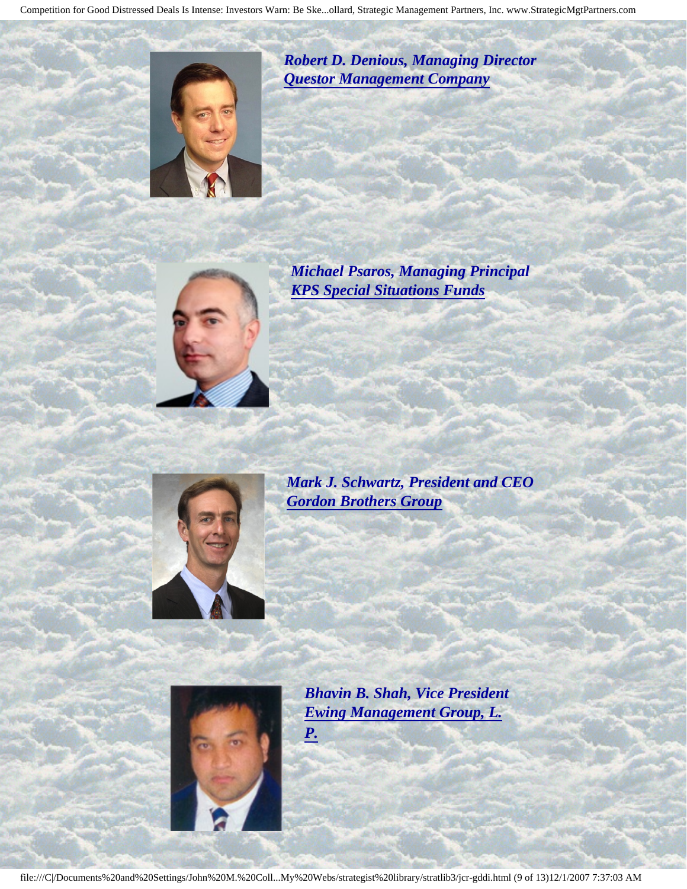***Robert D. Denious, Managing Director***
***Questor Management Company***

***Michael Psaros, Managing Principal***
***KPS Special Situations Funds***

***Mark J. Schwartz, President and CEO***
***Gordon Brothers Group***

***Bhavin B. Shah, Vice President***
***Ewing Management Group, L. P.***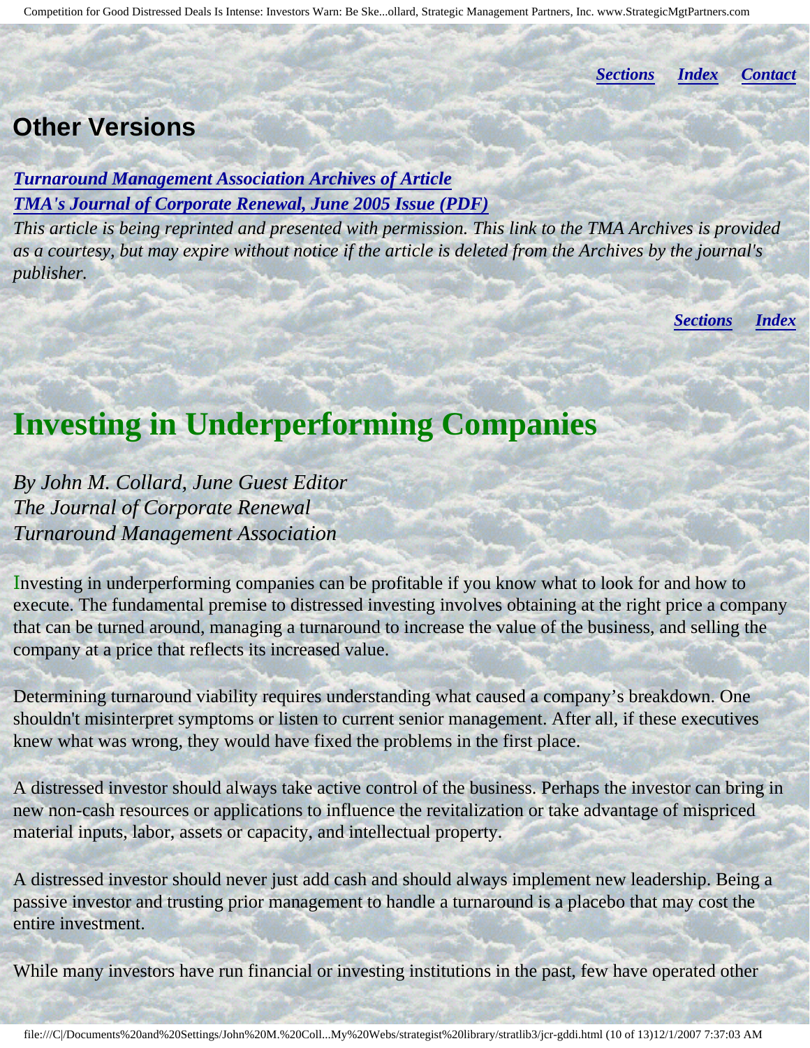*[Sections](#)* *[Index](#)* *[Contact](#)*

## Other Versions

***[Turnaround Management Association Archives of Article](#)***
***[TMA's Journal of Corporate Renewal, June 2005 Issue (PDF)](#)***
*This article is being reprinted and presented with permission. This link to the TMA Archives is provided as a courtesy, but may expire without notice if the article is deleted from the Archives by the journal's publisher.*

*[Sections](#)* *[Index](#)*

# Investing in Underperforming Companies

*By John M. Collard, June Guest Editor*
*The Journal of Corporate Renewal*
*Turnaround Management Association*

Investing in underperforming companies can be profitable if you know what to look for and how to execute. The fundamental premise to distressed investing involves obtaining at the right price a company that can be turned around, managing a turnaround to increase the value of the business, and selling the company at a price that reflects its increased value.

Determining turnaround viability requires understanding what caused a company's breakdown. One shouldn't misinterpret symptoms or listen to current senior management. After all, if these executives knew what was wrong, they would have fixed the problems in the first place.

A distressed investor should always take active control of the business. Perhaps the investor can bring in new non-cash resources or applications to influence the revitalization or take advantage of mispriced material inputs, labor, assets or capacity, and intellectual property.

A distressed investor should never just add cash and should always implement new leadership. Being a passive investor and trusting prior management to handle a turnaround is a placebo that may cost the entire investment.

While many investors have run financial or investing institutions in the past, few have operated other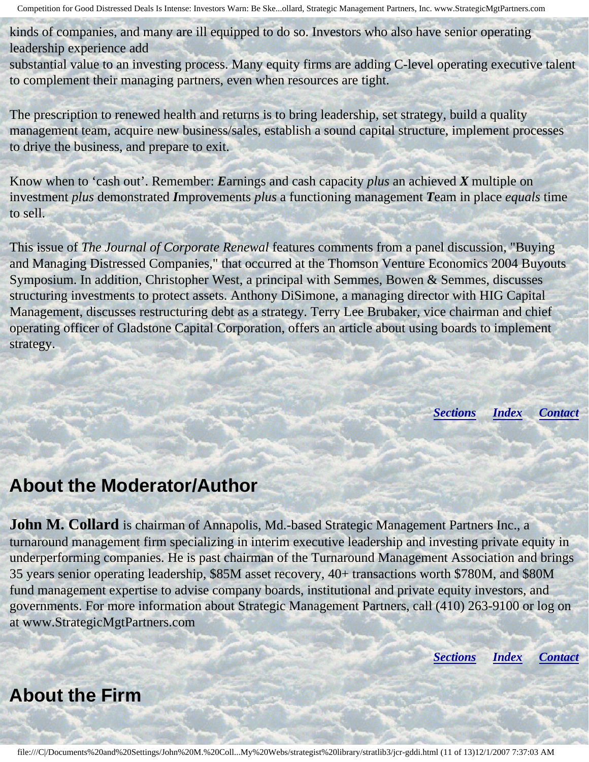kinds of companies, and many are ill equipped to do so. Investors who also have senior operating leadership experience add substantial value to an investing process. Many equity firms are adding C-level operating executive talent to complement their managing partners, even when resources are tight.

The prescription to renewed health and returns is to bring leadership, set strategy, build a quality management team, acquire new business/sales, establish a sound capital structure, implement processes to drive the business, and prepare to exit.

Know when to 'cash out'. Remember: ***E***arnings and cash capacity *plus* an achieved ***X*** multiple on investment *plus* demonstrated ***I***mprovements *plus* a functioning management ***T***eam in place *equals* time to sell.

This issue of *The Journal of Corporate Renewal* features comments from a panel discussion, "Buying and Managing Distressed Companies," that occurred at the Thomson Venture Economics 2004 Buyouts Symposium. In addition, Christopher West, a principal with Semmes, Bowen & Semmes, discusses structuring investments to protect assets. Anthony DiSimone, a managing director with HIG Capital Management, discusses restructuring debt as a strategy. Terry Lee Brubaker, vice chairman and chief operating officer of Gladstone Capital Corporation, offers an article about using boards to implement strategy.

***Sections*** ***Index*** ***Contact***

## About the Moderator/Author

**John M. Collard** is chairman of Annapolis, Md.-based Strategic Management Partners Inc., a turnaround management firm specializing in interim executive leadership and investing private equity in underperforming companies. He is past chairman of the Turnaround Management Association and brings 35 years senior operating leadership, $85M asset recovery, 40+ transactions worth $780M, and $80M fund management expertise to advise company boards, institutional and private equity investors, and governments. For more information about Strategic Management Partners, call (410) 263-9100 or log on at www.StrategicMgtPartners.com

***Sections*** ***Index*** ***Contact***

## About the Firm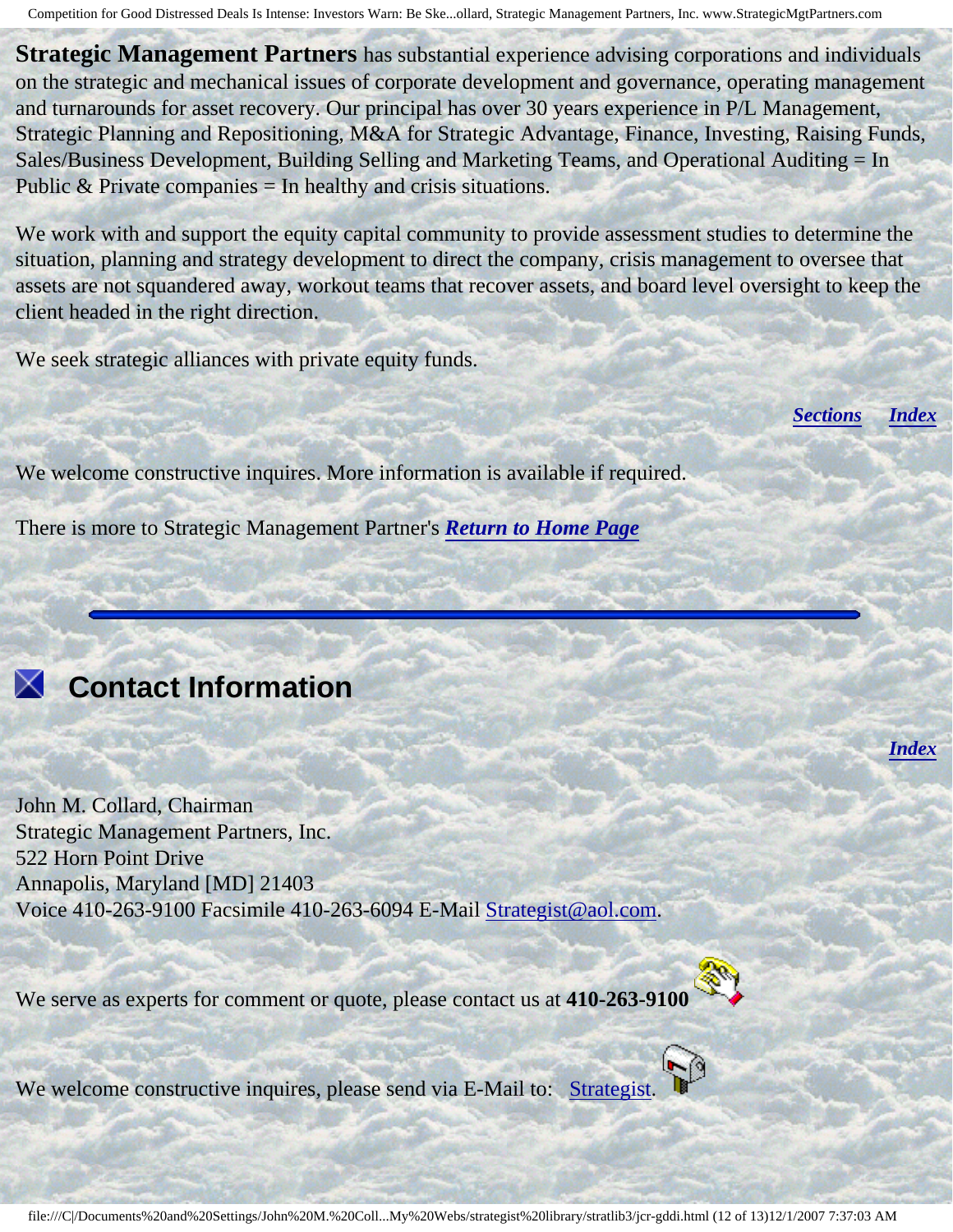**Strategic Management Partners** has substantial experience advising corporations and individuals on the strategic and mechanical issues of corporate development and governance, operating management and turnarounds for asset recovery. Our principal has over 30 years experience in P/L Management, Strategic Planning and Repositioning, M&A for Strategic Advantage, Finance, Investing, Raising Funds, Sales/Business Development, Building Selling and Marketing Teams, and Operational Auditing = In Public & Private companies = In healthy and crisis situations.

We work with and support the equity capital community to provide assessment studies to determine the situation, planning and strategy development to direct the company, crisis management to oversee that assets are not squandered away, workout teams that recover assets, and board level oversight to keep the client headed in the right direction.

We seek strategic alliances with private equity funds.

***Sections*** ***Index***

We welcome constructive inquires. More information is available if required.

There is more to Strategic Management Partner's ***Return to Home Page***

---

## Contact Information

***Index***

John M. Collard, Chairman
Strategic Management Partners, Inc.
522 Horn Point Drive
Annapolis, Maryland [MD] 21403
Voice 410-263-9100 Facsimile 410-263-6094 E-Mail Strategist@aol.com.

We serve as experts for comment or quote, please contact us at **410-263-9100**

We welcome constructive inquires, please send via E-Mail to: Strategist.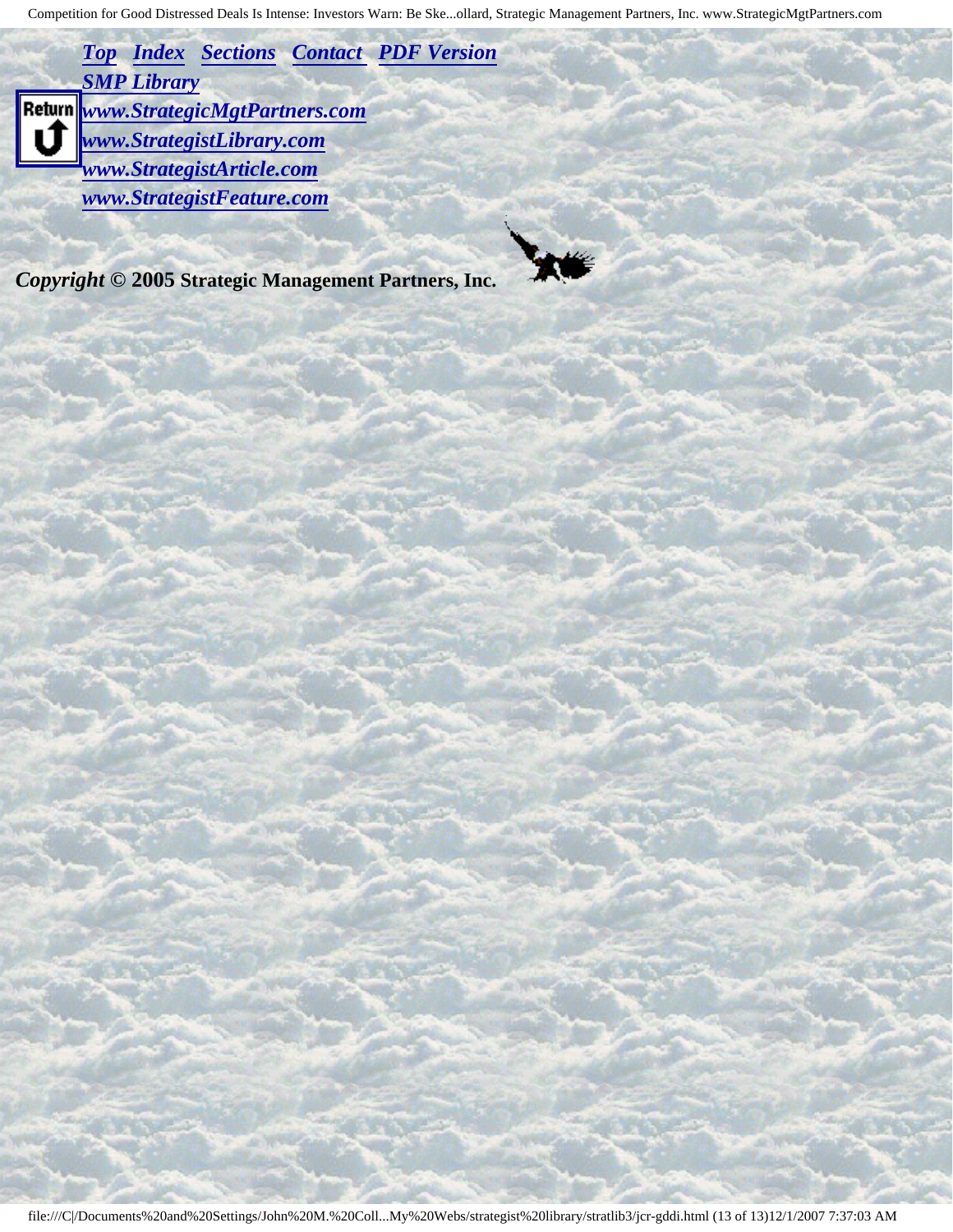*Top* *Index* *Sections* *Contact* *PDF Version*

*SMP Library*

*www.StrategicMgtPartners.com*

*www.StrategistLibrary.com*

*www.StrategistArticle.com*

*www.StrategistFeature.com*

***Copyright* © 2005 Strategic Management Partners, Inc.**